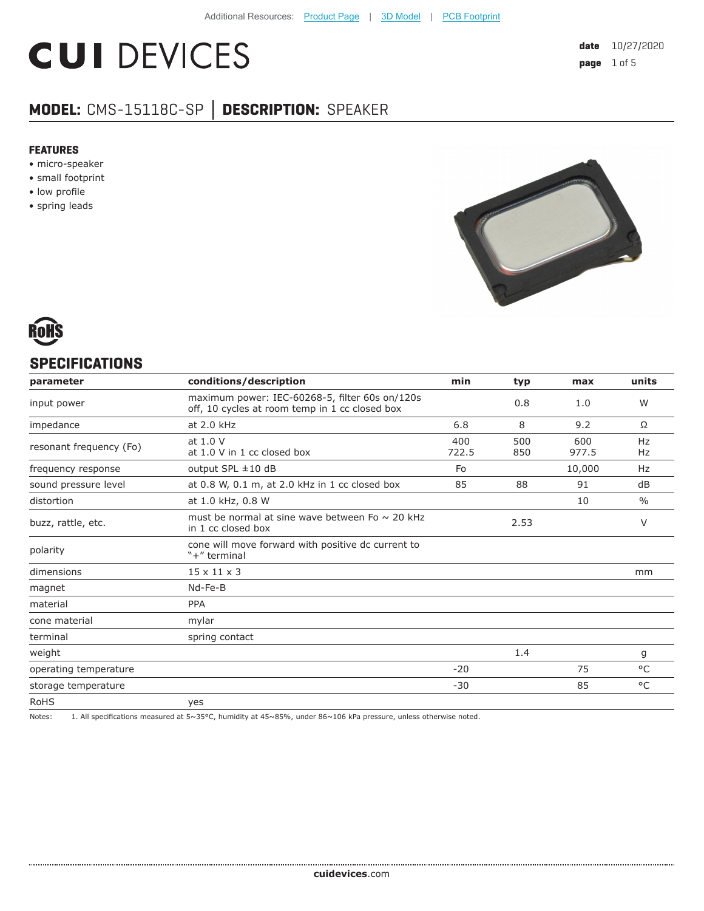Additional Resources: Product Page | 3D Model | PCB Footprint

# CUI DEVICES

**date** 10/27/2020

## MODEL: CMS-15118C-SP | DESCRIPTION: SPEAKER

### FEATURES

- micro-speaker
- small footprint
- low profile
- spring leads

RoHS

## SPECIFICATIONS

| parameter | conditions/description | min | typ | max | units |
|---|---|---|---|---|---|
| input power | maximum power: IEC-60268-5, filter 60s on/120s off, 10 cycles at room temp in 1 cc closed box | | 0.8 | 1.0 | W |
| impedance | at 2.0 kHz | 6.8 | 8 | 9.2 | Ω |
| resonant frequency (Fo) | at 1.0 V<br>at 1.0 V in 1 cc closed box | 400<br>722.5 | 500<br>850 | 600<br>977.5 | Hz<br>Hz |
| frequency response | output SPL ±10 dB | Fo | | 10,000 | Hz |
| sound pressure level | at 0.8 W, 0.1 m, at 2.0 kHz in 1 cc closed box | 85 | 88 | 91 | dB |
| distortion | at 1.0 kHz, 0.8 W | | | 10 | % |
| buzz, rattle, etc. | must be normal at sine wave between Fo ~ 20 kHz in 1 cc closed box | | 2.53 | | V |
| polarity | cone will move forward with positive dc current to "+" terminal | | | | |
| dimensions | 15 x 11 x 3 | | | | mm |
| magnet | Nd-Fe-B | | | | |
| material | PPA | | | | |
| cone material | mylar | | | | |
| terminal | spring contact | | | | |
| weight | | | 1.4 | | g |
| operating temperature | | -20 | | 75 | °C |
| storage temperature | | -30 | | 85 | °C |
| RoHS | yes | | | | |

Notes: 1. All specifications measured at 5~35°C, humidity at 45~85%, under 86~106 kPa pressure, unless otherwise noted.

**cuidevices**.com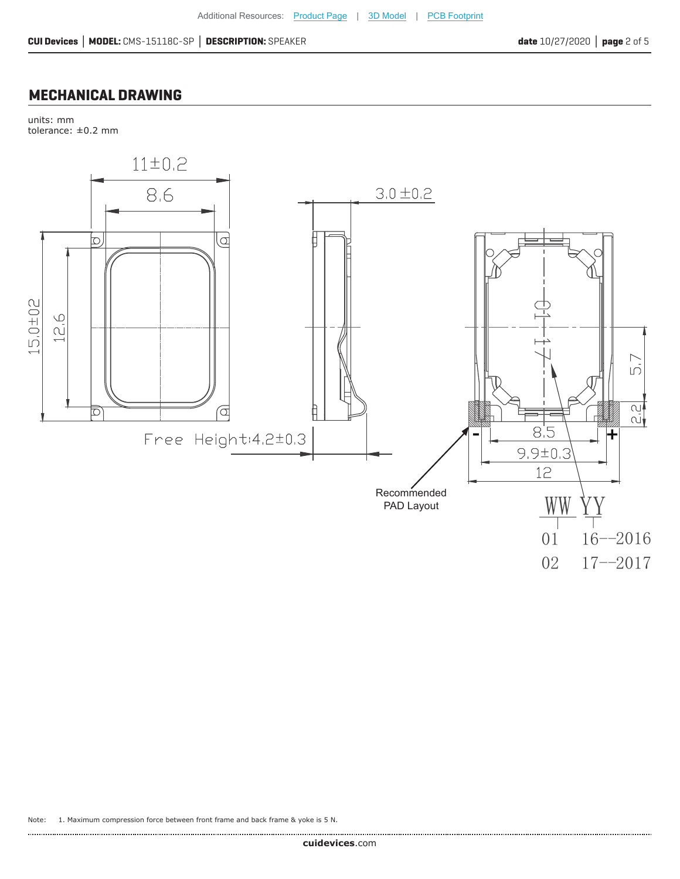## MECHANICAL DRAWING

units: mm
tolerance: ±0.2 mm

11±0.2

8.6

3.0 ±0.2

15.0±0.2

12.6

Free Height:4.2±0.3

01 17

5.7

2.2

8.5

9.9±0.3

12

Recommended PAD Layout

WW YY

01 16--2016

02 17--2017

Note: 1. Maximum compression force between front frame and back frame & yoke is 5 N.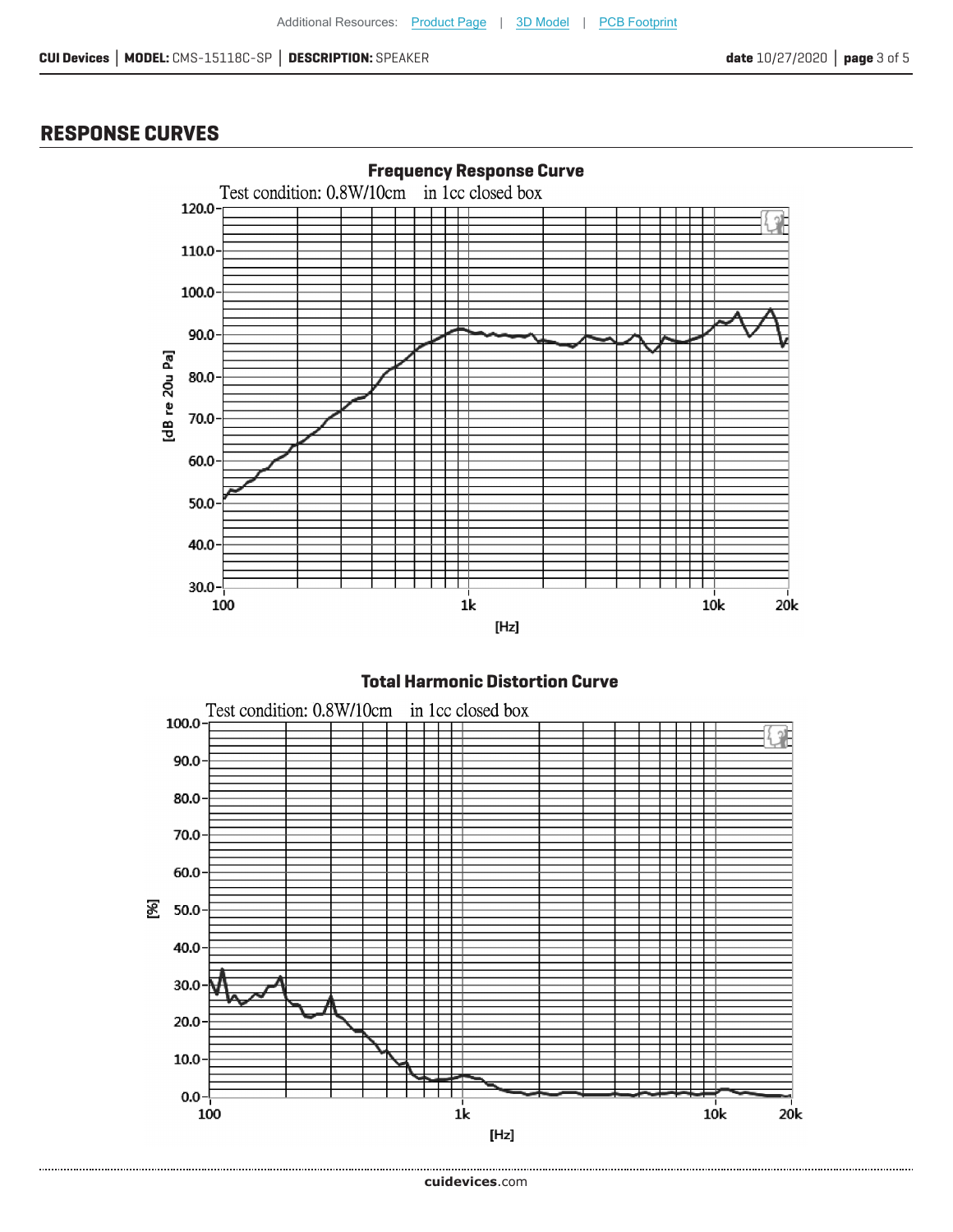## RESPONSE CURVES

**Frequency Response Curve**

Test condition: 0.8W/10cm in 1cc closed box

**Total Harmonic Distortion Curve**

Test condition: 0.8W/10cm in 1cc closed box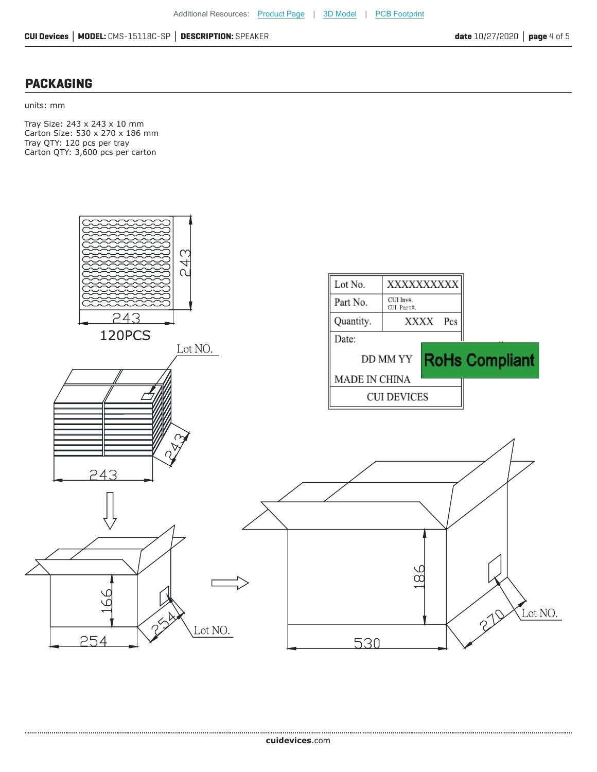## PACKAGING

units: mm

Tray Size: 243 x 243 x 10 mm
Carton Size: 530 x 270 x 186 mm
Tray QTY: 120 pcs per tray
Carton QTY: 3,600 pcs per carton

| Lot No. | XXXXXXXXXX |
| --- | --- |
| Part No. | CUI Inv#. CUI Part#. |
| Quantity. | XXXX Pcs |
| Date: DD MM YY | |
| MADE IN CHINA | |
| CUI DEVICES | |

RoHs Compliant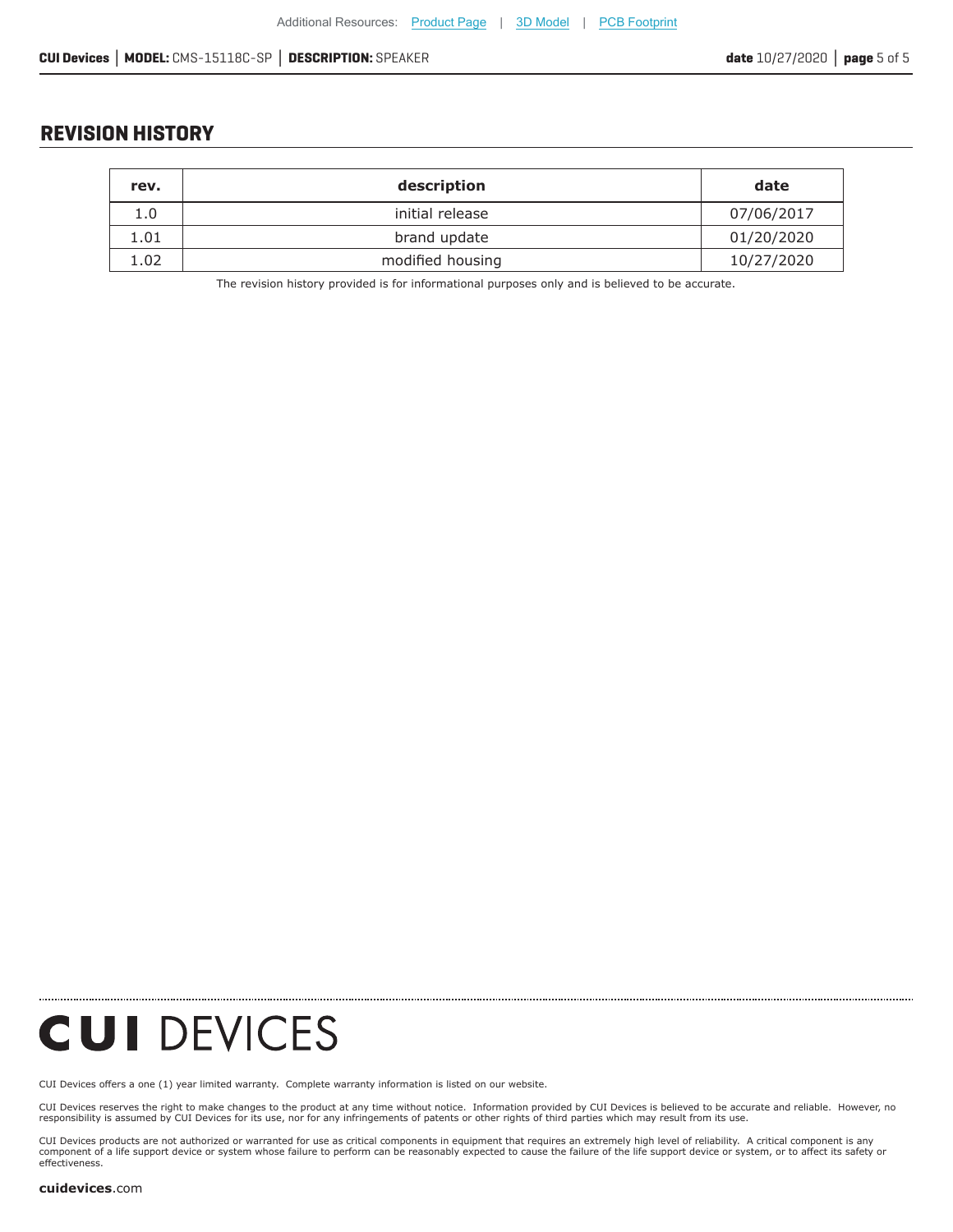## REVISION HISTORY

| rev. | description | date |
|---|---|---|
| 1.0 | initial release | 07/06/2017 |
| 1.01 | brand update | 01/20/2020 |
| 1.02 | modified housing | 10/27/2020 |

The revision history provided is for informational purposes only and is believed to be accurate.

**CUI** DEVICES

CUI Devices offers a one (1) year limited warranty. Complete warranty information is listed on our website.

CUI Devices reserves the right to make changes to the product at any time without notice. Information provided by CUI Devices is believed to be accurate and reliable. However, no responsibility is assumed by CUI Devices for its use, nor for any infringements of patents or other rights of third parties which may result from its use.

CUI Devices products are not authorized or warranted for use as critical components in equipment that requires an extremely high level of reliability. A critical component is any component of a life support device or system whose failure to perform can be reasonably expected to cause the failure of the life support device or system, or to affect its safety or effectiveness.

**cuidevices**.com